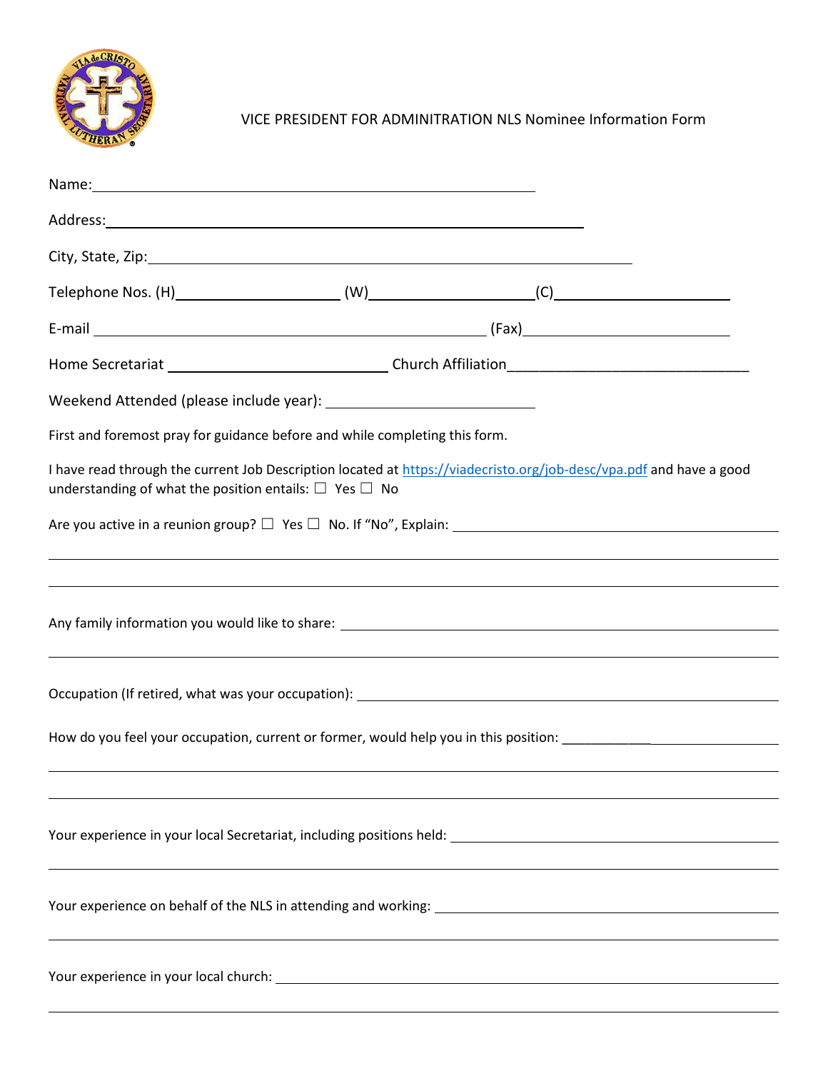VICE PRESIDENT FOR ADMINITRATION NLS Nominee Information Form

Name:\_\_\_\_\_\_\_\_\_\_\_\_\_\_\_\_\_\_\_\_\_\_\_\_\_\_\_\_\_\_\_\_\_\_\_\_\_\_\_\_\_\_\_\_\_\_\_\_

Address:\_\_\_\_\_\_\_\_\_\_\_\_\_\_\_\_\_\_\_\_\_\_\_\_\_\_\_\_\_\_\_\_\_\_\_\_\_\_\_\_\_\_\_\_\_\_\_\_\_\_

City, State, Zip:\_\_\_\_\_\_\_\_\_\_\_\_\_\_\_\_\_\_\_\_\_\_\_\_\_\_\_\_\_\_\_\_\_\_\_\_\_\_\_\_\_\_\_\_\_\_\_\_\_\_

Telephone Nos. (H)\_\_\_\_\_\_\_\_\_\_\_\_\_\_\_\_\_\_ (W)\_\_\_\_\_\_\_\_\_\_\_\_\_\_\_\_\_\_(C)\_\_\_\_\_\_\_\_\_\_\_\_\_\_\_\_\_\_\_\_

E-mail \_\_\_\_\_\_\_\_\_\_\_\_\_\_\_\_\_\_\_\_\_\_\_\_\_\_\_\_\_\_\_\_\_\_\_\_\_\_\_\_\_\_\_\_ (Fax)\_\_\_\_\_\_\_\_\_\_\_\_\_\_\_\_\_\_\_\_\_\_

Home Secretariat \_\_\_\_\_\_\_\_\_\_\_\_\_\_\_\_\_\_\_\_\_\_\_\_\_ Church Affiliation\_\_\_\_\_\_\_\_\_\_\_\_\_\_\_\_\_\_\_\_\_\_\_\_\_\_\_\_\_\_\_

Weekend Attended (please include year): \_\_\_\_\_\_\_\_\_\_\_\_\_\_\_\_\_\_\_\_\_\_\_\_\_

First and foremost pray for guidance before and while completing this form.

I have read through the current Job Description located at https://viadecristo.org/job-desc/vpa.pdf and have a good understanding of what the position entails: ☐ Yes ☐ No

Are you active in a reunion group? ☐ Yes ☐ No. If "No", Explain: \_\_\_\_\_\_\_\_\_\_\_\_\_\_\_\_\_\_\_\_\_\_\_\_\_\_\_\_\_\_\_\_\_\_\_\_

\_\_\_\_\_\_\_\_\_\_\_\_\_\_\_\_\_\_\_\_\_\_\_\_\_\_\_\_\_\_\_\_\_\_\_\_\_\_\_\_\_\_\_\_\_\_\_\_\_\_\_\_\_\_\_\_\_\_\_\_\_\_\_\_\_\_\_\_\_\_\_\_\_\_\_\_\_\_\_\_\_\_\_\_

\_\_\_\_\_\_\_\_\_\_\_\_\_\_\_\_\_\_\_\_\_\_\_\_\_\_\_\_\_\_\_\_\_\_\_\_\_\_\_\_\_\_\_\_\_\_\_\_\_\_\_\_\_\_\_\_\_\_\_\_\_\_\_\_\_\_\_\_\_\_\_\_\_\_\_\_\_\_\_\_\_\_\_\_

Any family information you would like to share: \_\_\_\_\_\_\_\_\_\_\_\_\_\_\_\_\_\_\_\_\_\_\_\_\_\_\_\_\_\_\_\_\_\_\_\_\_\_\_\_\_\_\_\_\_\_\_\_

\_\_\_\_\_\_\_\_\_\_\_\_\_\_\_\_\_\_\_\_\_\_\_\_\_\_\_\_\_\_\_\_\_\_\_\_\_\_\_\_\_\_\_\_\_\_\_\_\_\_\_\_\_\_\_\_\_\_\_\_\_\_\_\_\_\_\_\_\_\_\_\_\_\_\_\_\_\_\_\_\_\_\_\_

Occupation (If retired, what was your occupation): \_\_\_\_\_\_\_\_\_\_\_\_\_\_\_\_\_\_\_\_\_\_\_\_\_\_\_\_\_\_\_\_\_\_\_\_\_\_\_\_\_\_\_\_\_\_

How do you feel your occupation, current or former, would help you in this position: \_\_\_\_\_\_\_\_\_\_\_\_\_\_\_\_\_\_\_\_\_\_\_\_\_

\_\_\_\_\_\_\_\_\_\_\_\_\_\_\_\_\_\_\_\_\_\_\_\_\_\_\_\_\_\_\_\_\_\_\_\_\_\_\_\_\_\_\_\_\_\_\_\_\_\_\_\_\_\_\_\_\_\_\_\_\_\_\_\_\_\_\_\_\_\_\_\_\_\_\_\_\_\_\_\_\_\_\_\_

\_\_\_\_\_\_\_\_\_\_\_\_\_\_\_\_\_\_\_\_\_\_\_\_\_\_\_\_\_\_\_\_\_\_\_\_\_\_\_\_\_\_\_\_\_\_\_\_\_\_\_\_\_\_\_\_\_\_\_\_\_\_\_\_\_\_\_\_\_\_\_\_\_\_\_\_\_\_\_\_\_\_\_\_

Your experience in your local Secretariat, including positions held: \_\_\_\_\_\_\_\_\_\_\_\_\_\_\_\_\_\_\_\_\_\_\_\_\_\_\_\_\_\_\_\_\_\_\_\_\_\_

\_\_\_\_\_\_\_\_\_\_\_\_\_\_\_\_\_\_\_\_\_\_\_\_\_\_\_\_\_\_\_\_\_\_\_\_\_\_\_\_\_\_\_\_\_\_\_\_\_\_\_\_\_\_\_\_\_\_\_\_\_\_\_\_\_\_\_\_\_\_\_\_\_\_\_\_\_\_\_\_\_\_\_\_

Your experience on behalf of the NLS in attending and working: \_\_\_\_\_\_\_\_\_\_\_\_\_\_\_\_\_\_\_\_\_\_\_\_\_\_\_\_\_\_\_\_\_\_\_\_\_\_\_\_

\_\_\_\_\_\_\_\_\_\_\_\_\_\_\_\_\_\_\_\_\_\_\_\_\_\_\_\_\_\_\_\_\_\_\_\_\_\_\_\_\_\_\_\_\_\_\_\_\_\_\_\_\_\_\_\_\_\_\_\_\_\_\_\_\_\_\_\_\_\_\_\_\_\_\_\_\_\_\_\_\_\_\_\_

Your experience in your local church: \_\_\_\_\_\_\_\_\_\_\_\_\_\_\_\_\_\_\_\_\_\_\_\_\_\_\_\_\_\_\_\_\_\_\_\_\_\_\_\_\_\_\_\_\_\_\_\_\_\_\_\_\_\_\_\_\_\_

\_\_\_\_\_\_\_\_\_\_\_\_\_\_\_\_\_\_\_\_\_\_\_\_\_\_\_\_\_\_\_\_\_\_\_\_\_\_\_\_\_\_\_\_\_\_\_\_\_\_\_\_\_\_\_\_\_\_\_\_\_\_\_\_\_\_\_\_\_\_\_\_\_\_\_\_\_\_\_\_\_\_\_\_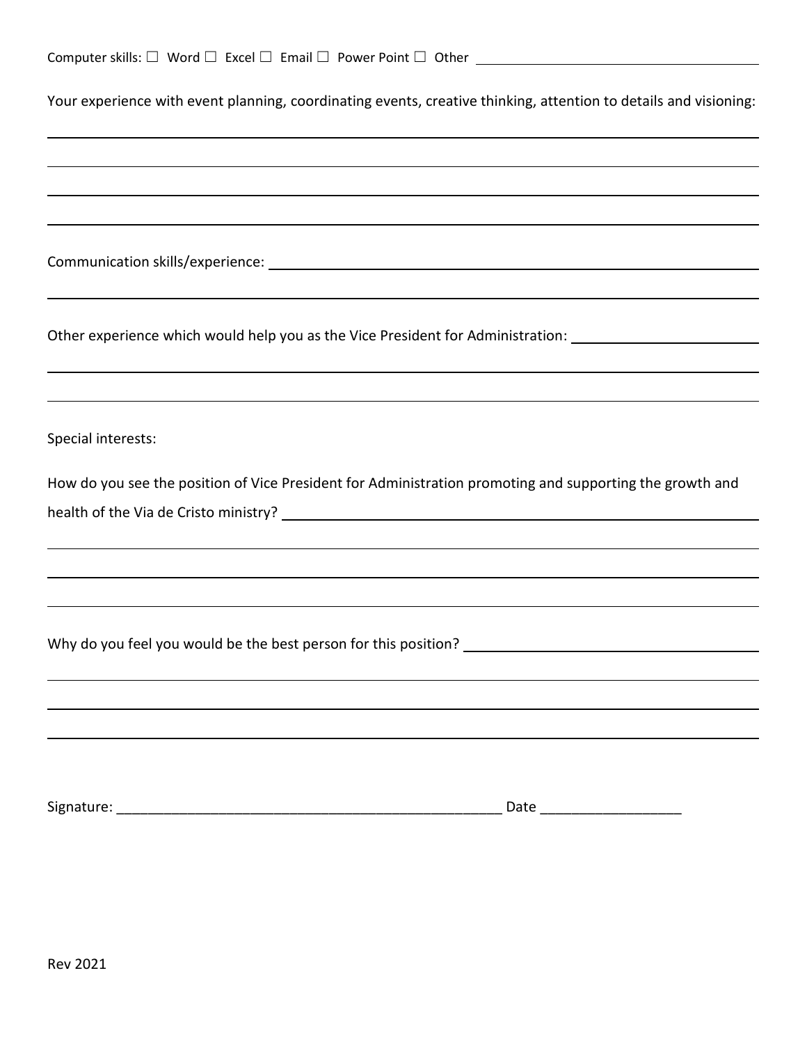Computer skills: ☐ Word ☐ Excel ☐ Email ☐ Power Point ☐ Other ______________________________

Your experience with event planning, coordinating events, creative thinking, attention to details and visioning:

______________________________________________________________________________

______________________________________________________________________________

______________________________________________________________________________

______________________________________________________________________________

Communication skills/experience: ______________________________________________

______________________________________________________________________________

Other experience which would help you as the Vice President for Administration: ________________

______________________________________________________________________________

______________________________________________________________________________

Special interests:

How do you see the position of Vice President for Administration promoting and supporting the growth and health of the Via de Cristo ministry? ______________________________________________

______________________________________________________________________________

______________________________________________________________________________

______________________________________________________________________________

Why do you feel you would be the best person for this position? ____________________________

______________________________________________________________________________

______________________________________________________________________________

______________________________________________________________________________

Signature: _________________________________________________ Date _________________

Rev 2021